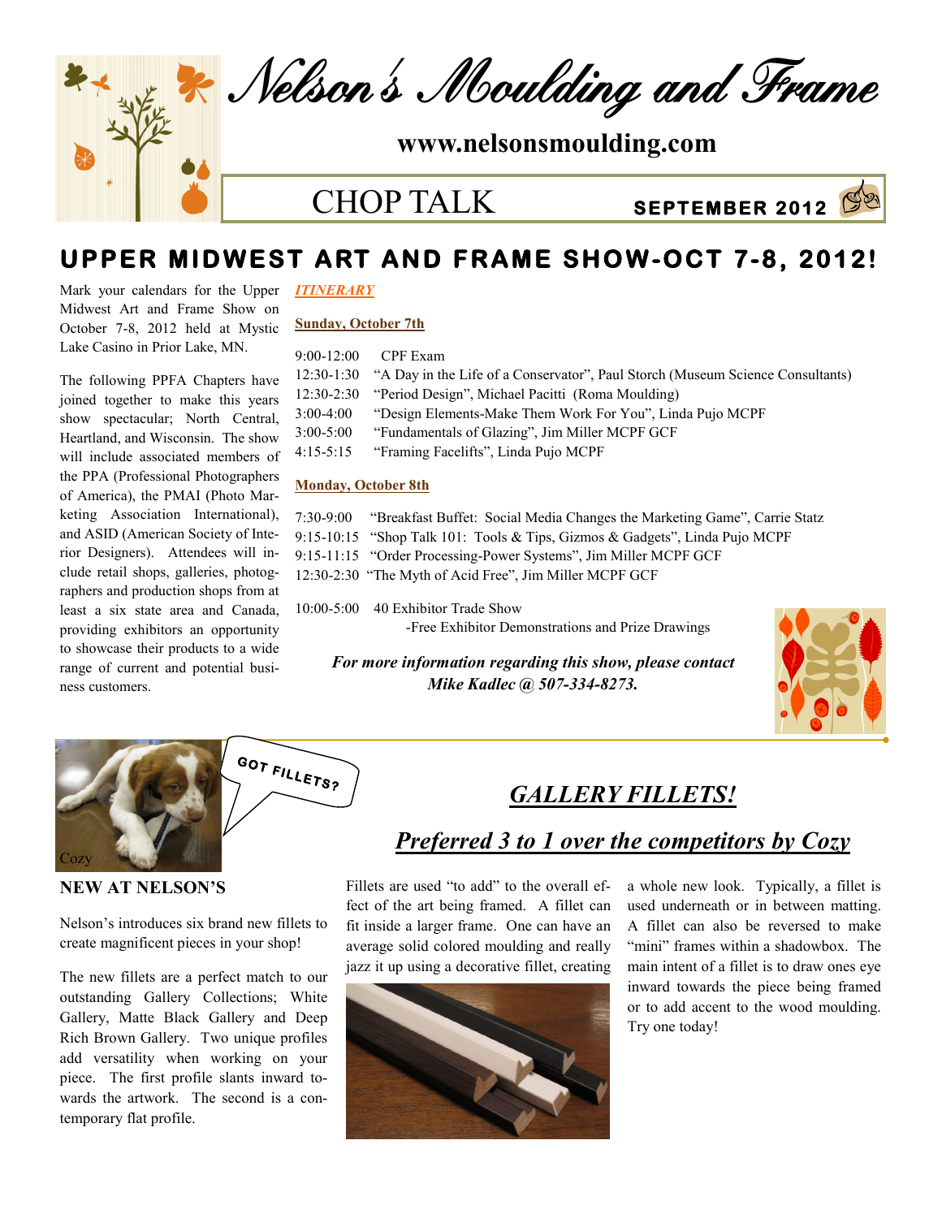# Nelson's Moulding and Frame

**www.nelsonsmoulding.com**

## CHOP TALK

**SEPTEMBER 2012**

## UPPER MIDWEST ART AND FRAME SHOW-OCT 7-8, 2012!

Mark your calendars for the Upper Midwest Art and Frame Show on October 7-8, 2012 held at Mystic Lake Casino in Prior Lake, MN.

The following PPFA Chapters have joined together to make this years show spectacular; North Central, Heartland, and Wisconsin. The show will include associated members of the PPA (Professional Photographers of America), the PMAI (Photo Marketing Association International), and ASID (American Society of Interior Designers). Attendees will include retail shops, galleries, photographers and production shops from at least a six state area and Canada, providing exhibitors an opportunity to showcase their products to a wide range of current and potential business customers.

***ITINERARY***

**Sunday, October 7th**

9:00-12:00 CPF Exam
12:30-1:30 "A Day in the Life of a Conservator", Paul Storch (Museum Science Consultants)
12:30-2:30 "Period Design", Michael Pacitti (Roma Moulding)
3:00-4:00 "Design Elements-Make Them Work For You", Linda Pujo MCPF
3:00-5:00 "Fundamentals of Glazing", Jim Miller MCPF GCF
4:15-5:15 "Framing Facelifts", Linda Pujo MCPF

**Monday, October 8th**

7:30-9:00 "Breakfast Buffet: Social Media Changes the Marketing Game", Carrie Statz
9:15-10:15 "Shop Talk 101: Tools & Tips, Gizmos & Gadgets", Linda Pujo MCPF
9:15-11:15 "Order Processing-Power Systems", Jim Miller MCPF GCF
12:30-2:30 "The Myth of Acid Free", Jim Miller MCPF GCF

10:00-5:00 40 Exhibitor Trade Show
-Free Exhibitor Demonstrations and Prize Drawings

***For more information regarding this show, please contact Mike Kadlec @ 507-334-8273.***

GOT FILLETS?

Cozy

### NEW AT NELSON'S

Nelson's introduces six brand new fillets to create magnificent pieces in your shop!

The new fillets are a perfect match to our outstanding Gallery Collections; White Gallery, Matte Black Gallery and Deep Rich Brown Gallery. Two unique profiles add versatility when working on your piece. The first profile slants inward towards the artwork. The second is a contemporary flat profile.

## *GALLERY FILLETS!*

### *Preferred 3 to 1 over the competitors by Cozy*

Fillets are used "to add" to the overall effect of the art being framed. A fillet can fit inside a larger frame. One can have an average solid colored moulding and really jazz it up using a decorative fillet, creating a whole new look. Typically, a fillet is used underneath or in between matting. A fillet can also be reversed to make "mini" frames within a shadowbox. The main intent of a fillet is to draw ones eye inward towards the piece being framed or to add accent to the wood moulding. Try one today!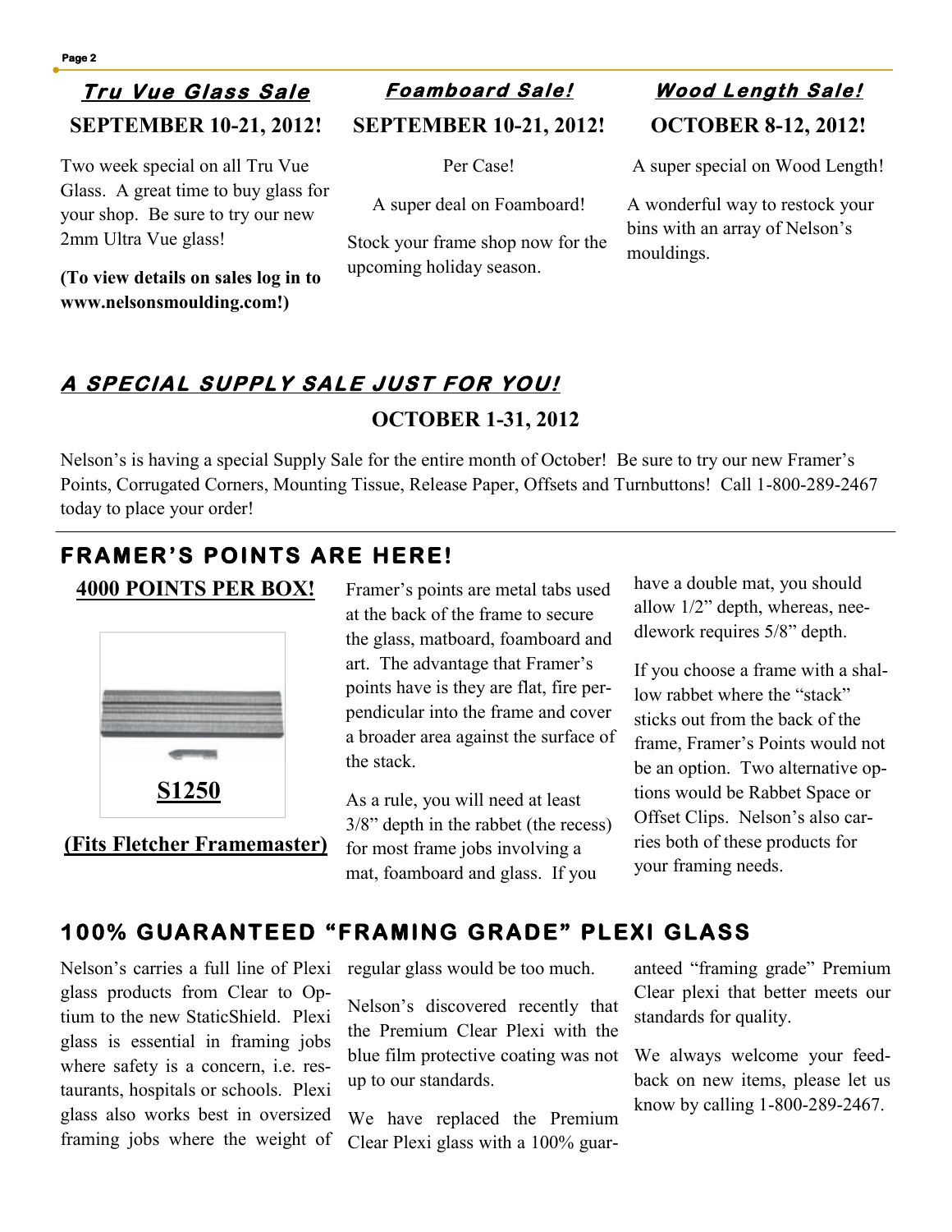## *Tru Vue Glass Sale*

**SEPTEMBER 10-21, 2012!**

Two week special on all Tru Vue Glass. A great time to buy glass for your shop. Be sure to try our new 2mm Ultra Vue glass!

**(To view details on sales log in to www.nelsonsmoulding.com!)**

## *Foamboard Sale!*

**SEPTEMBER 10-21, 2012!**

Per Case!

A super deal on Foamboard!

Stock your frame shop now for the upcoming holiday season.

## *Wood Length Sale!*

**OCTOBER 8-12, 2012!**

A super special on Wood Length!

A wonderful way to restock your bins with an array of Nelson's mouldings.

## *A SPECIAL SUPPLY SALE JUST FOR YOU!*

**OCTOBER 1-31, 2012**

Nelson's is having a special Supply Sale for the entire month of October! Be sure to try our new Framer's Points, Corrugated Corners, Mounting Tissue, Release Paper, Offsets and Turnbuttons! Call 1-800-289-2467 today to place your order!

## FRAMER'S POINTS ARE HERE!

**4000 POINTS PER BOX!**

**S1250**

**(Fits Fletcher Framemaster)**

Framer's points are metal tabs used at the back of the frame to secure the glass, matboard, foamboard and art. The advantage that Framer's points have is they are flat, fire perpendicular into the frame and cover a broader area against the surface of the stack.

As a rule, you will need at least 3/8" depth in the rabbet (the recess) for most frame jobs involving a mat, foamboard and glass. If you have a double mat, you should allow 1/2" depth, whereas, needlework requires 5/8" depth.

If you choose a frame with a shallow rabbet where the "stack" sticks out from the back of the frame, Framer's Points would not be an option. Two alternative options would be Rabbet Space or Offset Clips. Nelson's also carries both of these products for your framing needs.

## 100% GUARANTEED "FRAMING GRADE" PLEXI GLASS

Nelson's carries a full line of Plexi glass products from Clear to Optium to the new StaticShield. Plexi glass is essential in framing jobs where safety is a concern, i.e. restaurants, hospitals or schools. Plexi glass also works best in oversized framing jobs where the weight of regular glass would be too much.

Nelson's discovered recently that the Premium Clear Plexi with the blue film protective coating was not up to our standards.

We have replaced the Premium Clear Plexi glass with a 100% guaranteed "framing grade" Premium Clear plexi that better meets our standards for quality.

We always welcome your feedback on new items, please let us know by calling 1-800-289-2467.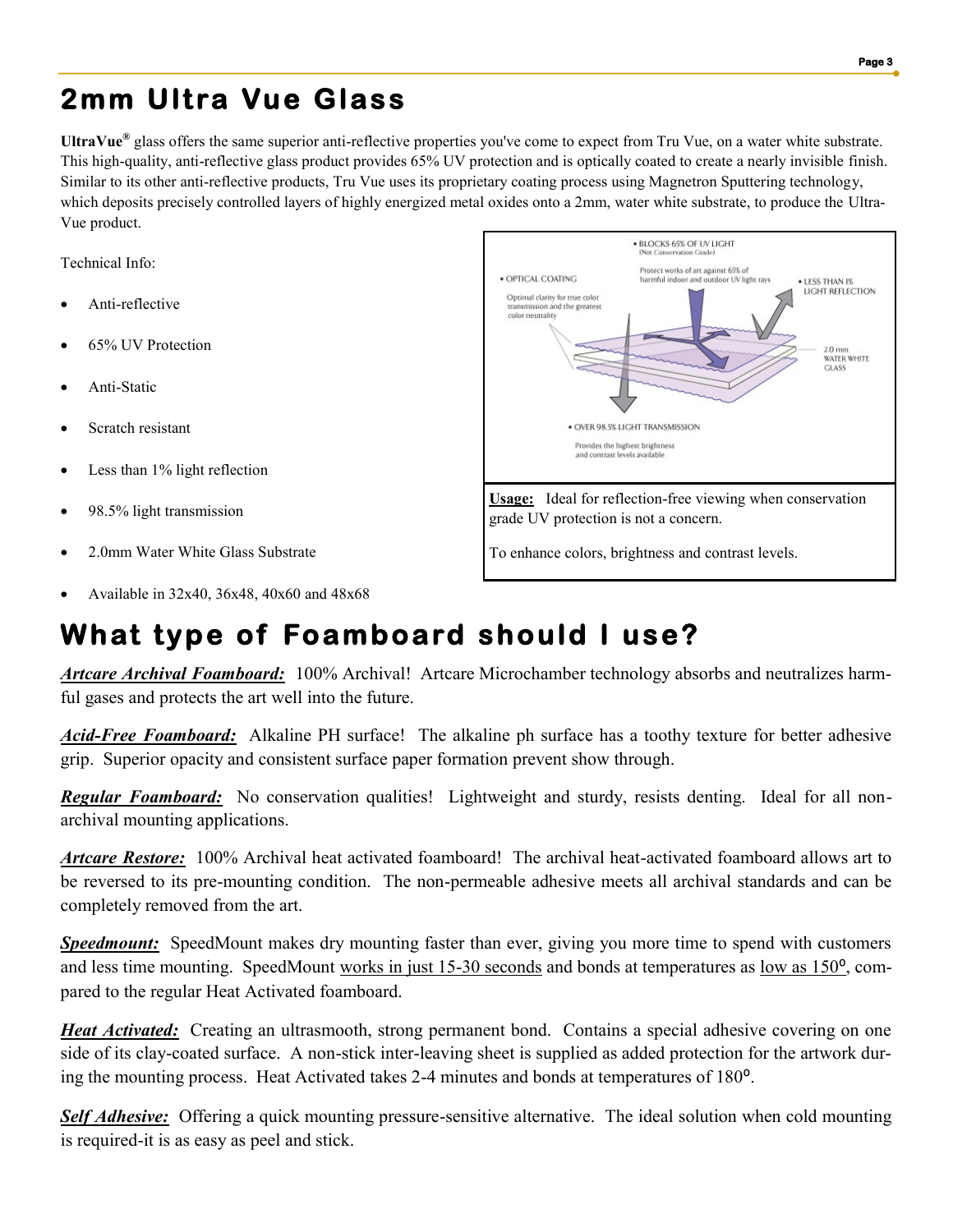# 2mm Ultra Vue Glass

**UltraVue®** glass offers the same superior anti-reflective properties you've come to expect from Tru Vue, on a water white substrate. This high-quality, anti-reflective glass product provides 65% UV protection and is optically coated to create a nearly invisible finish. Similar to its other anti-reflective products, Tru Vue uses its proprietary coating process using Magnetron Sputtering technology, which deposits precisely controlled layers of highly energized metal oxides onto a 2mm, water white substrate, to produce the Ultra-Vue product.

Technical Info:

- Anti-reflective
- 65% UV Protection
- Anti-Static
- Scratch resistant
- Less than 1% light reflection
- 98.5% light transmission
- 2.0mm Water White Glass Substrate
- Available in 32x40, 36x48, 40x60 and 48x68

• BLOCKS 65% OF UV LIGHT (Not Conservation Grade)

Protect works of art against 65% of harmful indoor and outdoor UV light rays

• OPTICAL COATING

Optimal clarity for true color transmission and the greatest color neutrality

• LESS THAN 1% LIGHT REFLECTION

2.0 mm WATER WHITE GLASS

• OVER 98.5% LIGHT TRANSMISSION

Provides the highest brightness and contrast levels available

**Usage:** Ideal for reflection-free viewing when conservation grade UV protection is not a concern.

To enhance colors, brightness and contrast levels.

# What type of Foamboard should I use?

***Artcare Archival Foamboard:*** 100% Archival! Artcare Microchamber technology absorbs and neutralizes harmful gases and protects the art well into the future.

***Acid-Free Foamboard:*** Alkaline PH surface! The alkaline ph surface has a toothy texture for better adhesive grip. Superior opacity and consistent surface paper formation prevent show through.

***Regular Foamboard:*** No conservation qualities! Lightweight and sturdy, resists denting. Ideal for all non-archival mounting applications.

***Artcare Restore:*** 100% Archival heat activated foamboard! The archival heat-activated foamboard allows art to be reversed to its pre-mounting condition. The non-permeable adhesive meets all archival standards and can be completely removed from the art.

***Speedmount:*** SpeedMount makes dry mounting faster than ever, giving you more time to spend with customers and less time mounting. SpeedMount works in just 15-30 seconds and bonds at temperatures as low as 150°, compared to the regular Heat Activated foamboard.

***Heat Activated:*** Creating an ultrasmooth, strong permanent bond. Contains a special adhesive covering on one side of its clay-coated surface. A non-stick inter-leaving sheet is supplied as added protection for the artwork during the mounting process. Heat Activated takes 2-4 minutes and bonds at temperatures of 180°.

***Self Adhesive:*** Offering a quick mounting pressure-sensitive alternative. The ideal solution when cold mounting is required-it is as easy as peel and stick.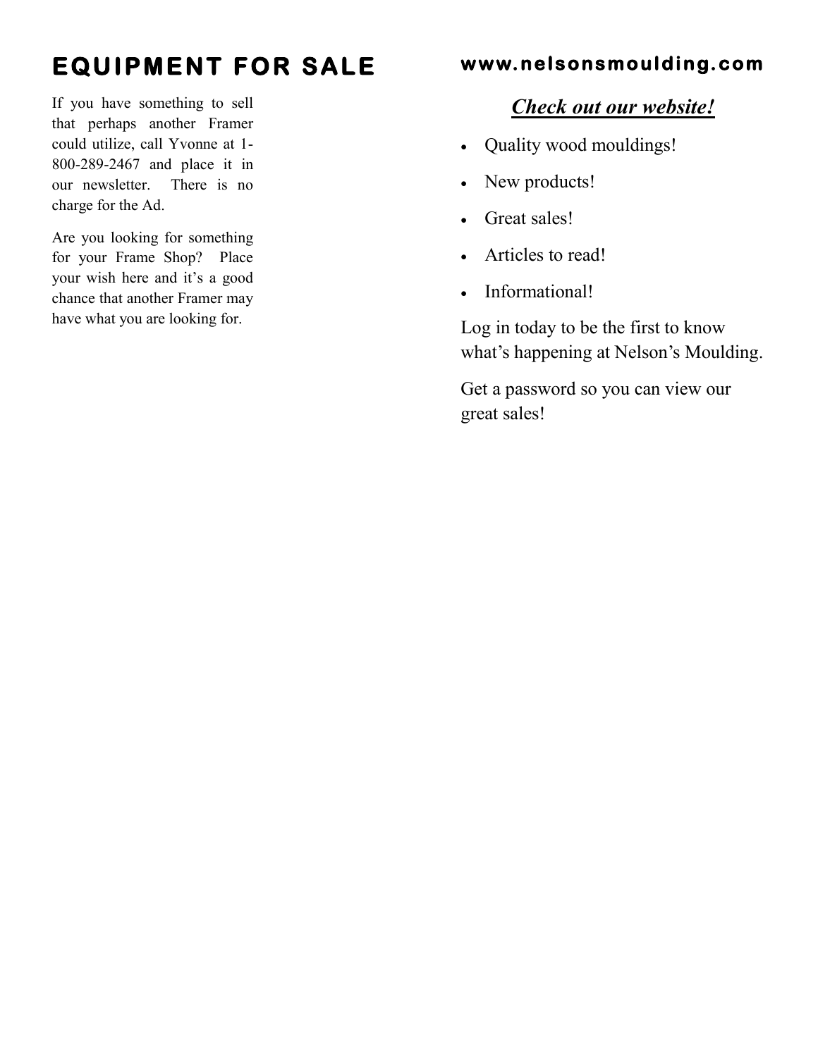## EQUIPMENT FOR SALE

If you have something to sell that perhaps another Framer could utilize, call Yvonne at 1-800-289-2467 and place it in our newsletter. There is no charge for the Ad.

Are you looking for something for your Frame Shop? Place your wish here and it's a good chance that another Framer may have what you are looking for.

## www.nelsonsmoulding.com

***Check out our website!***

- Quality wood mouldings!
- New products!
- Great sales!
- Articles to read!
- Informational!

Log in today to be the first to know what's happening at Nelson's Moulding.

Get a password so you can view our great sales!